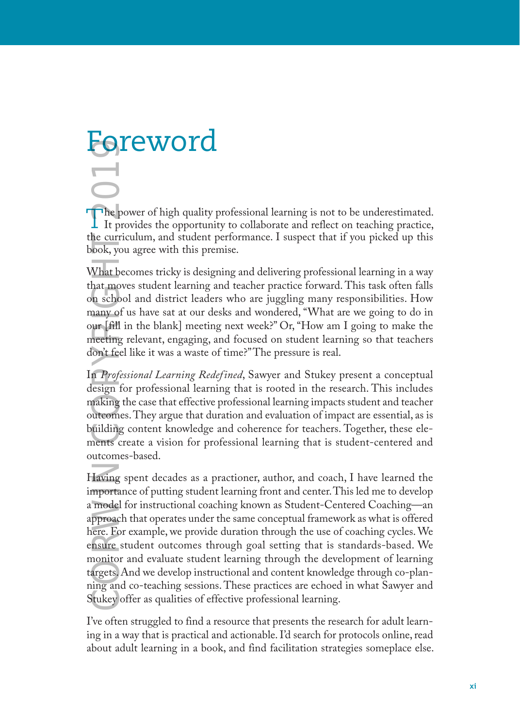# Foreword

The power of high quality professional learning is not to be underestimated. It provides the opportunity to collaborate and reflect on teaching practice, the curriculum, and student performance. I suspect that if you picked up this book, you agree with this premise.

What becomes tricky is designing and delivering professional learning in a way that moves student learning and teacher practice forward. This task often falls on school and district leaders who are juggling many responsibilities. How many of us have sat at our desks and wondered, "What are we going to do in our [fill in the blank] meeting next week?" Or, "How am I going to make the meeting relevant, engaging, and focused on student learning so that teachers don't feel like it was a waste of time?" The pressure is real.

In *Professional Learning Redefined*, Sawyer and Stukey present a conceptual design for professional learning that is rooted in the research. This includes making the case that effective professional learning impacts student and teacher outcomes. They argue that duration and evaluation of impact are essential, as is building content knowledge and coherence for teachers. Together, these elements create a vision for professional learning that is student-centered and outcomes-based.

Having spent decades as a practioner, author, and coach, I have learned the importance of putting student learning front and center. This led me to develop a model for instructional coaching known as Student-Centered Coaching—an approach that operates under the same conceptual framework as what is offered here. For example, we provide duration through the use of coaching cycles. We ensure student outcomes through goal setting that is standards-based. We monitor and evaluate student learning through the development of learning targets. And we develop instructional and content knowledge through co-planning and co-teaching sessions. These practices are echoed in what Sawyer and Stukey offer as qualities of effective professional learning.

I've often struggled to find a resource that presents the research for adult learning in a way that is practical and actionable. I'd search for protocols online, read about adult learning in a book, and find facilitation strategies someplace else.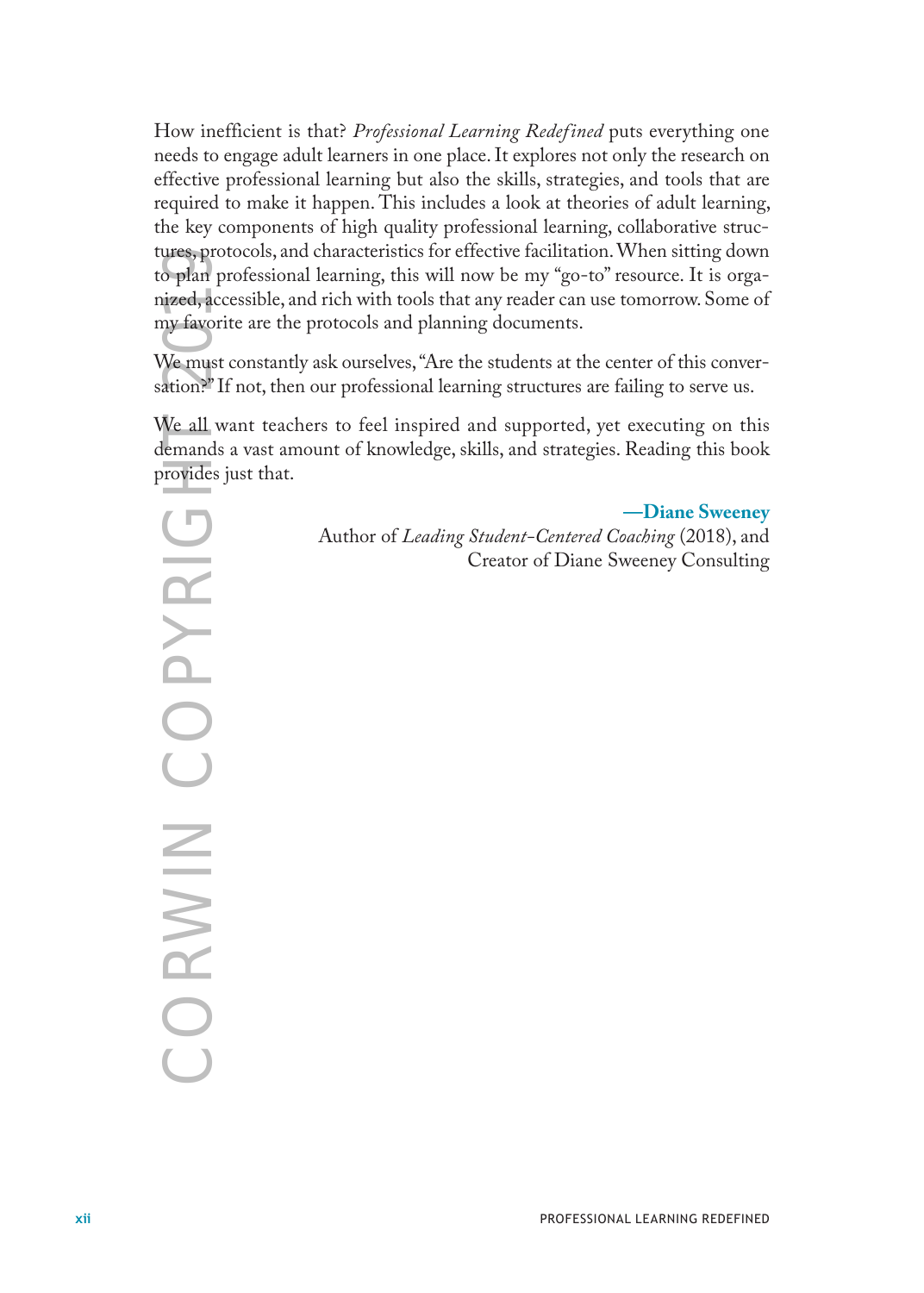How inefficient is that? *Professional Learning Redefined* puts everything one needs to engage adult learners in one place. It explores not only the research on effective professional learning but also the skills, strategies, and tools that are required to make it happen. This includes a look at theories of adult learning, the key components of high quality professional learning, collaborative structures, protocols, and characteristics for effective facilitation. When sitting down to plan professional learning, this will now be my "go-to" resource. It is organized, accessible, and rich with tools that any reader can use tomorrow. Some of my favorite are the protocols and planning documents.

We must constantly ask ourselves, "Are the students at the center of this conversation?" If not, then our professional learning structures are failing to serve us.

We all want teachers to feel inspired and supported, yet executing on this demands a vast amount of knowledge, skills, and strategies. Reading this book provides just that.

**—Diane Sweeney**
Author of *Leading Student-Centered Coaching* (2018), and
Creator of Diane Sweeney Consulting